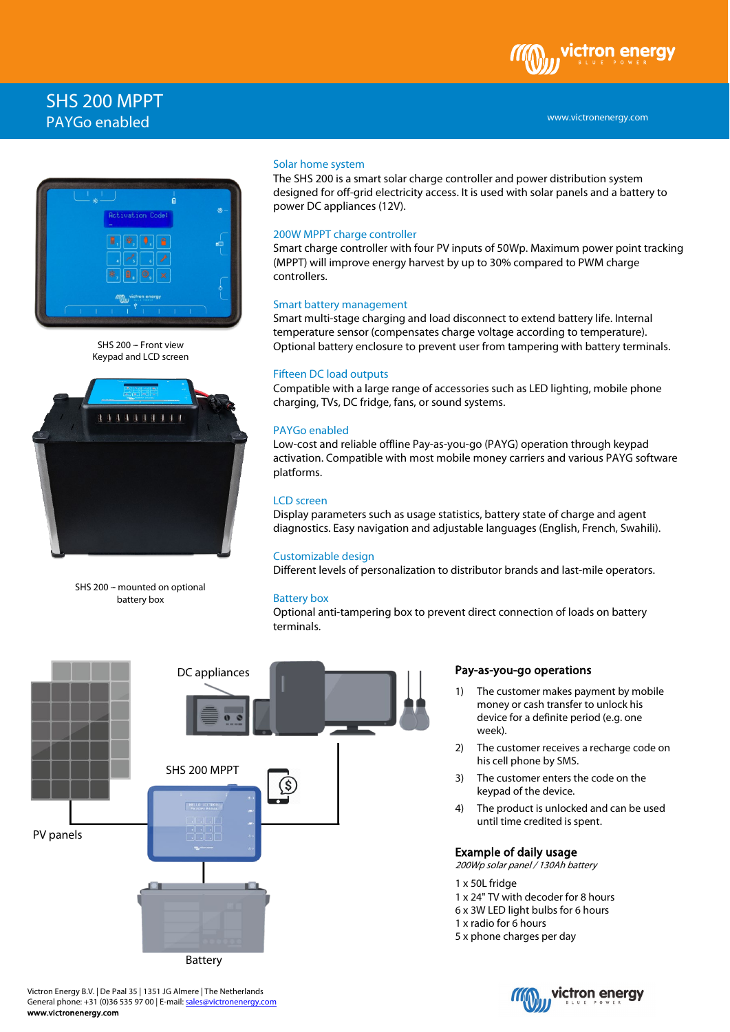# SHS 200 MPPT

## PAYGo enabled

www.victronenergy.com

SHS 200 – Front view
Keypad and LCD screen

SHS 200 – mounted on optional battery box

### Solar home system

The SHS 200 is a smart solar charge controller and power distribution system designed for off-grid electricity access. It is used with solar panels and a battery to power DC appliances (12V).

### 200W MPPT charge controller

Smart charge controller with four PV inputs of 50Wp. Maximum power point tracking (MPPT) will improve energy harvest by up to 30% compared to PWM charge controllers.

### Smart battery management

Smart multi-stage charging and load disconnect to extend battery life. Internal temperature sensor (compensates charge voltage according to temperature). Optional battery enclosure to prevent user from tampering with battery terminals.

### Fifteen DC load outputs

Compatible with a large range of accessories such as LED lighting, mobile phone charging, TVs, DC fridge, fans, or sound systems.

### PAYGo enabled

Low-cost and reliable offline Pay-as-you-go (PAYG) operation through keypad activation. Compatible with most mobile money carriers and various PAYG software platforms.

### LCD screen

Display parameters such as usage statistics, battery state of charge and agent diagnostics. Easy navigation and adjustable languages (English, French, Swahili).

### Customizable design

Different levels of personalization to distributor brands and last-mile operators.

### Battery box

Optional anti-tampering box to prevent direct connection of loads on battery terminals.

DC appliances

SHS 200 MPPT

PV panels

Battery

### Pay-as-you-go operations

1) The customer makes payment by mobile money or cash transfer to unlock his device for a definite period (e.g. one week).
2) The customer receives a recharge code on his cell phone by SMS.
3) The customer enters the code on the keypad of the device.
4) The product is unlocked and can be used until time credited is spent.

### Example of daily usage

*200Wp solar panel / 130Ah battery*

1 x 50L fridge
1 x 24" TV with decoder for 8 hours
6 x 3W LED light bulbs for 6 hours
1 x radio for 6 hours
5 x phone charges per day

Victron Energy B.V. | De Paal 35 | 1351 JG Almere | The Netherlands
General phone: +31 (0)36 535 97 00 | E-mail: sales@victronenergy.com
**www.victronenergy.com**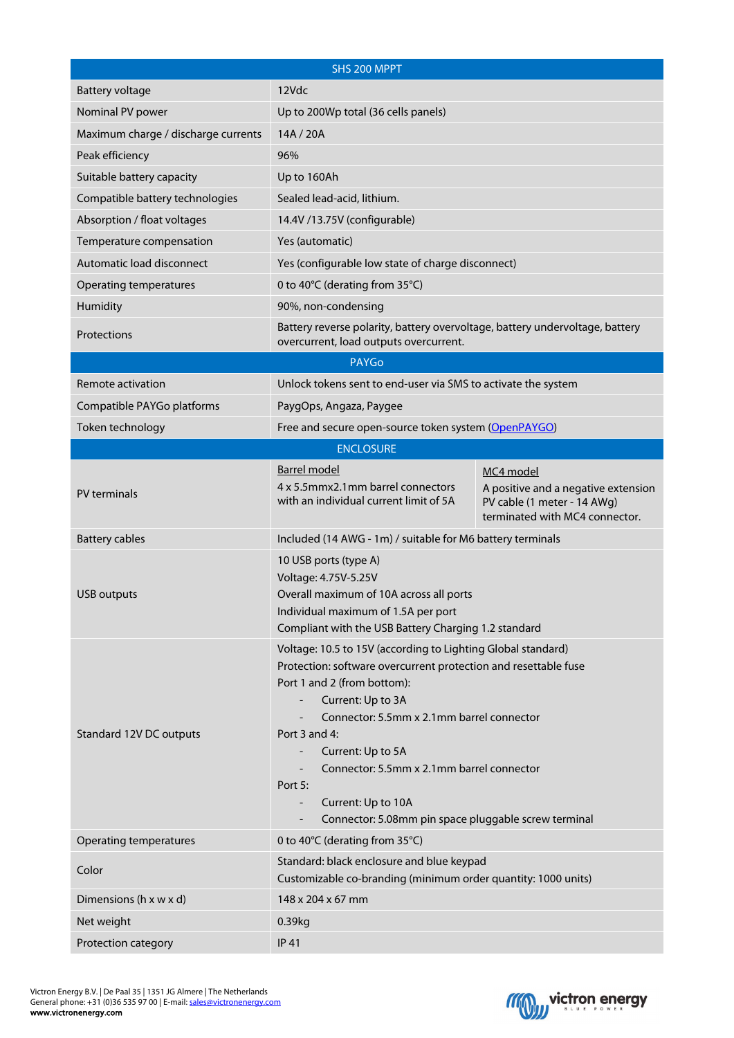| SHS 200 MPPT | | |
|---|---|---|
| Battery voltage | 12Vdc | |
| Nominal PV power | Up to 200Wp total (36 cells panels) | |
| Maximum charge / discharge currents | 14A / 20A | |
| Peak efficiency | 96% | |
| Suitable battery capacity | Up to 160Ah | |
| Compatible battery technologies | Sealed lead-acid, lithium. | |
| Absorption / float voltages | 14.4V /13.75V (configurable) | |
| Temperature compensation | Yes (automatic) | |
| Automatic load disconnect | Yes (configurable low state of charge disconnect) | |
| Operating temperatures | 0 to 40°C (derating from 35°C) | |
| Humidity | 90%, non-condensing | |
| Protections | Battery reverse polarity, battery overvoltage, battery undervoltage, battery overcurrent, load outputs overcurrent. | |
| **PAYGo** | | |
| Remote activation | Unlock tokens sent to end-user via SMS to activate the system | |
| Compatible PAYGO platforms | PaygOps, Angaza, Paygee | |
| Token technology | Free and secure open-source token system (OpenPAYGO) | |
| **ENCLOSURE** | | |
| PV terminals | Barrel model<br>4 x 5.5mmx2.1mm barrel connectors with an individual current limit of 5A | MC4 model<br>A positive and a negative extension PV cable (1 meter - 14 AWg) terminated with MC4 connector. |
| Battery cables | Included (14 AWG - 1m) / suitable for M6 battery terminals | |
| USB outputs | 10 USB ports (type A)<br>Voltage: 4.75V-5.25V<br>Overall maximum of 10A across all ports<br>Individual maximum of 1.5A per port<br>Compliant with the USB Battery Charging 1.2 standard | |
| Standard 12V DC outputs | Voltage: 10.5 to 15V (according to Lighting Global standard)<br>Protection: software overcurrent protection and resettable fuse<br>Port 1 and 2 (from bottom):<br>- Current: Up to 3A<br>- Connector: 5.5mm x 2.1mm barrel connector<br>Port 3 and 4:<br>- Current: Up to 5A<br>- Connector: 5.5mm x 2.1mm barrel connector<br>Port 5:<br>- Current: Up to 10A<br>- Connector: 5.08mm pin space pluggable screw terminal | |
| Operating temperatures | 0 to 40°C (derating from 35°C) | |
| Color | Standard: black enclosure and blue keypad<br>Customizable co-branding (minimum order quantity: 1000 units) | |
| Dimensions (h x w x d) | 148 x 204 x 67 mm | |
| Net weight | 0.39kg | |
| Protection category | IP 41 | |

Victron Energy B.V. | De Paal 35 | 1351 JG Almere | The Netherlands
General phone: +31 (0)36 535 97 00 | E-mail: sales@victronenergy.com
www.victronenergy.com